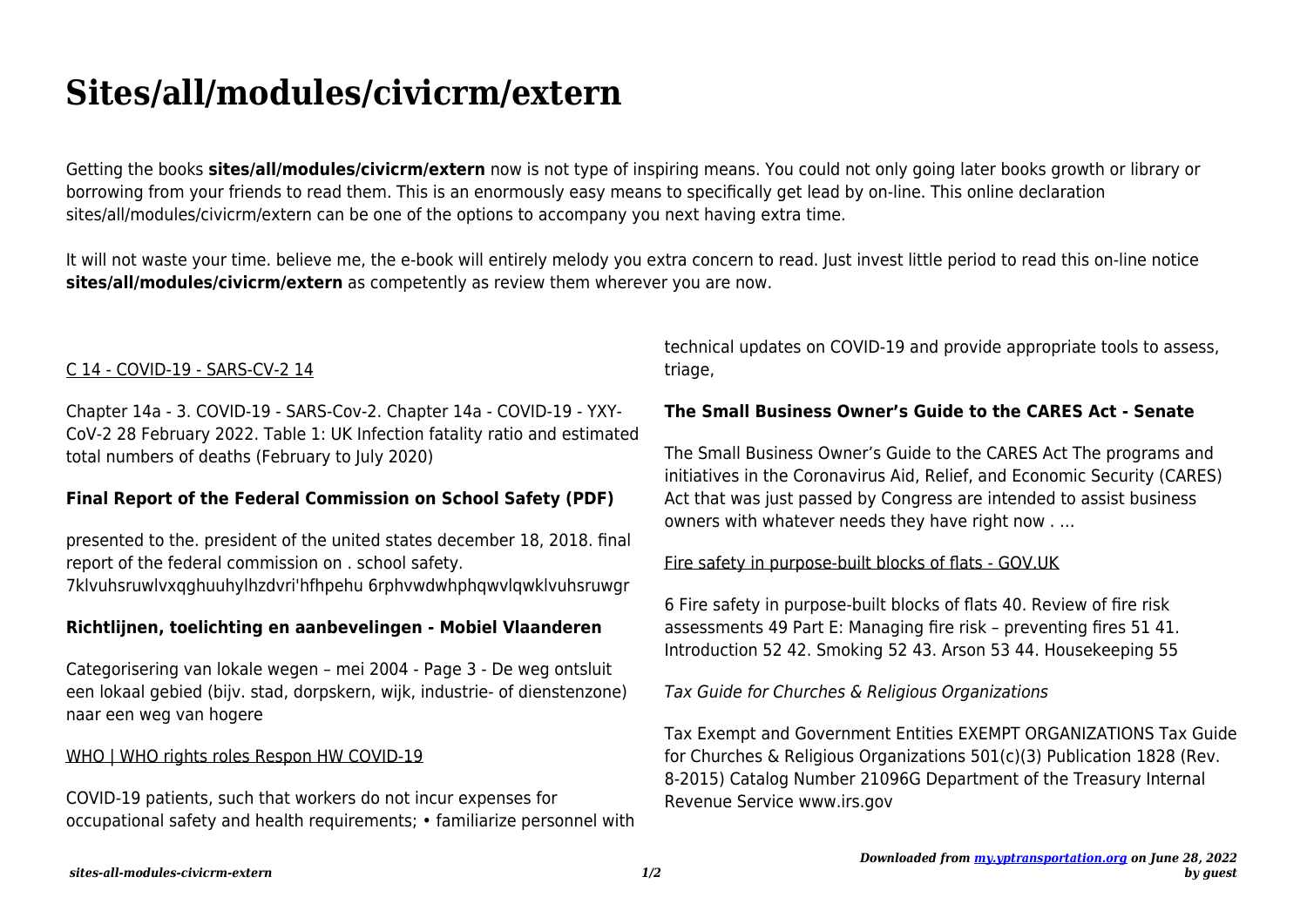# Sites/all/modules/civicrm/extern

Getting the books **sites/all/modules/civicrm/extern** now is not type of inspiring means. You could not only going later books growth or library or borrowing from your friends to read them. This is an enormously easy means to specifically get lead by on-line. This online declaration sites/all/modules/civicrm/extern can be one of the options to accompany you next having extra time.

It will not waste your time. believe me, the e-book will entirely melody you extra concern to read. Just invest little period to read this on-line notice **sites/all/modules/civicrm/extern** as competently as review them wherever you are now.

C 14 - COVID-19 - SARS-CV-2 14

Chapter 14a - 3. COVID-19 - SARS-Cov-2. Chapter 14a - COVID-19 - YXY-CoV-2 28 February 2022. Table 1: UK Infection fatality ratio and estimated total numbers of deaths (February to July 2020)

**Final Report of the Federal Commission on School Safety (PDF)**

presented to the. president of the united states december 18, 2018. final report of the federal commission on . school safety. 7klvuhsruwlvxqghuuhylhzdvri'hfhpehu 6rphvwdwhphqwvlqwklvuhsruwgr

**Richtlijnen, toelichting en aanbevelingen - Mobiel Vlaanderen**

Categorisering van lokale wegen – mei 2004 - Page 3 - De weg ontsluit een lokaal gebied (bijv. stad, dorpskern, wijk, industrie- of dienstenzone) naar een weg van hogere

WHO | WHO rights roles Respon HW COVID-19

COVID-19 patients, such that workers do not incur expenses for occupational safety and health requirements; • familiarize personnel with technical updates on COVID-19 and provide appropriate tools to assess, triage,

**The Small Business Owner's Guide to the CARES Act - Senate**

The Small Business Owner's Guide to the CARES Act The programs and initiatives in the Coronavirus Aid, Relief, and Economic Security (CARES) Act that was just passed by Congress are intended to assist business owners with whatever needs they have right now . …

Fire safety in purpose-built blocks of flats - GOV.UK

6 Fire safety in purpose-built blocks of flats 40. Review of fire risk assessments 49 Part E: Managing fire risk – preventing fires 51 41. Introduction 52 42. Smoking 52 43. Arson 53 44. Housekeeping 55

*Tax Guide for Churches & Religious Organizations*

Tax Exempt and Government Entities EXEMPT ORGANIZATIONS Tax Guide for Churches & Religious Organizations 501(c)(3) Publication 1828 (Rev. 8-2015) Catalog Number 21096G Department of the Treasury Internal Revenue Service www.irs.gov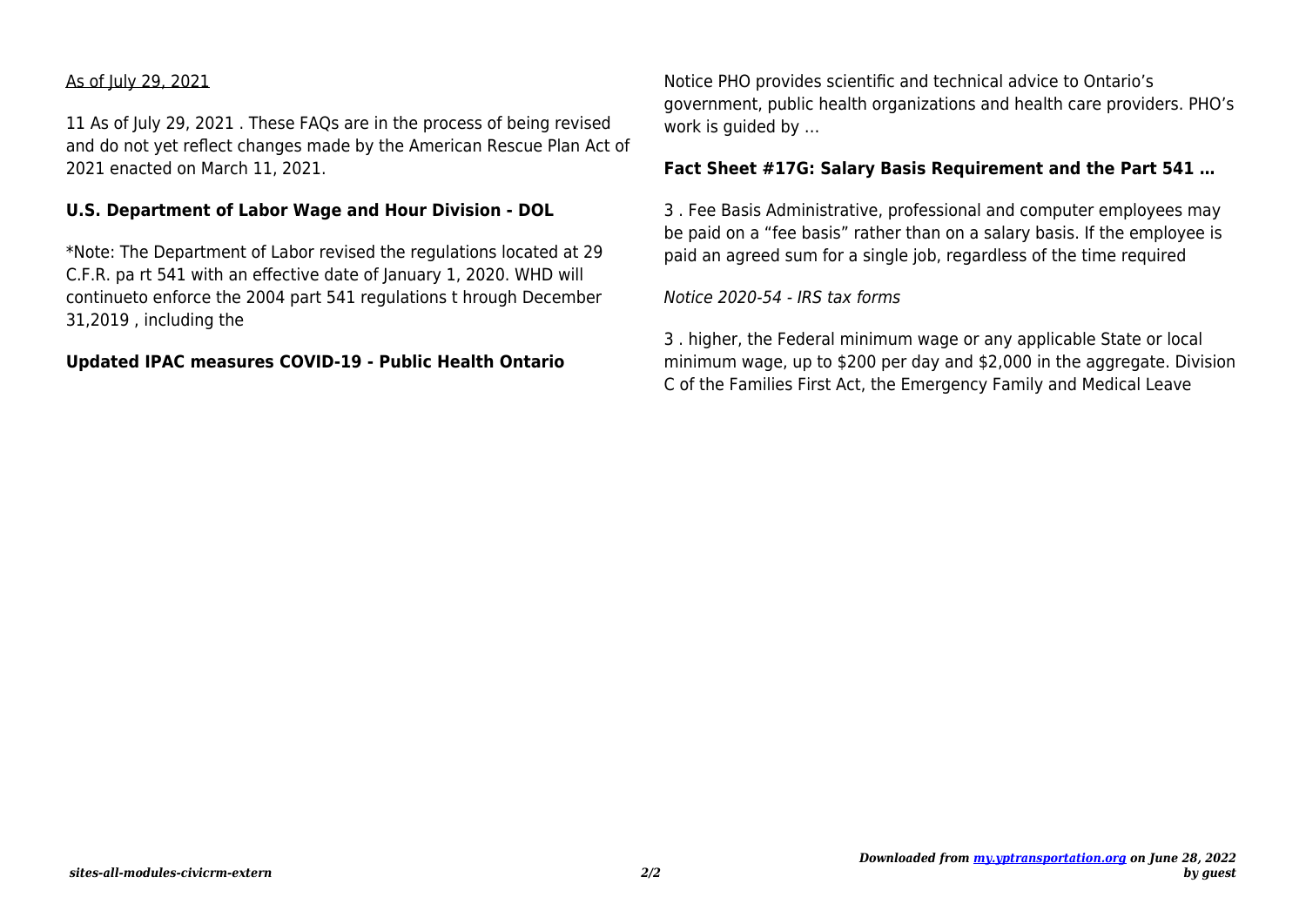As of July 29, 2021

11 As of July 29, 2021 . These FAQs are in the process of being revised and do not yet reflect changes made by the American Rescue Plan Act of 2021 enacted on March 11, 2021.

**U.S. Department of Labor Wage and Hour Division - DOL**

*Note: The Department of Labor revised the regulations located at 29 C.F.R. pa rt 541 with an effective date of January 1, 2020. WHD will continueto enforce the 2004 part 541 regulations t hrough December 31,2019 , including the

**Updated IPAC measures COVID-19 - Public Health Ontario**

Notice PHO provides scientific and technical advice to Ontario's government, public health organizations and health care providers. PHO's work is guided by …

**Fact Sheet #17G: Salary Basis Requirement and the Part 541 …**

3 . Fee Basis Administrative, professional and computer employees may be paid on a "fee basis" rather than on a salary basis. If the employee is paid an agreed sum for a single job, regardless of the time required

*Notice 2020-54 - IRS tax forms*

3 . higher, the Federal minimum wage or any applicable State or local minimum wage, up to $200 per day and $2,000 in the aggregate. Division C of the Families First Act, the Emergency Family and Medical Leave